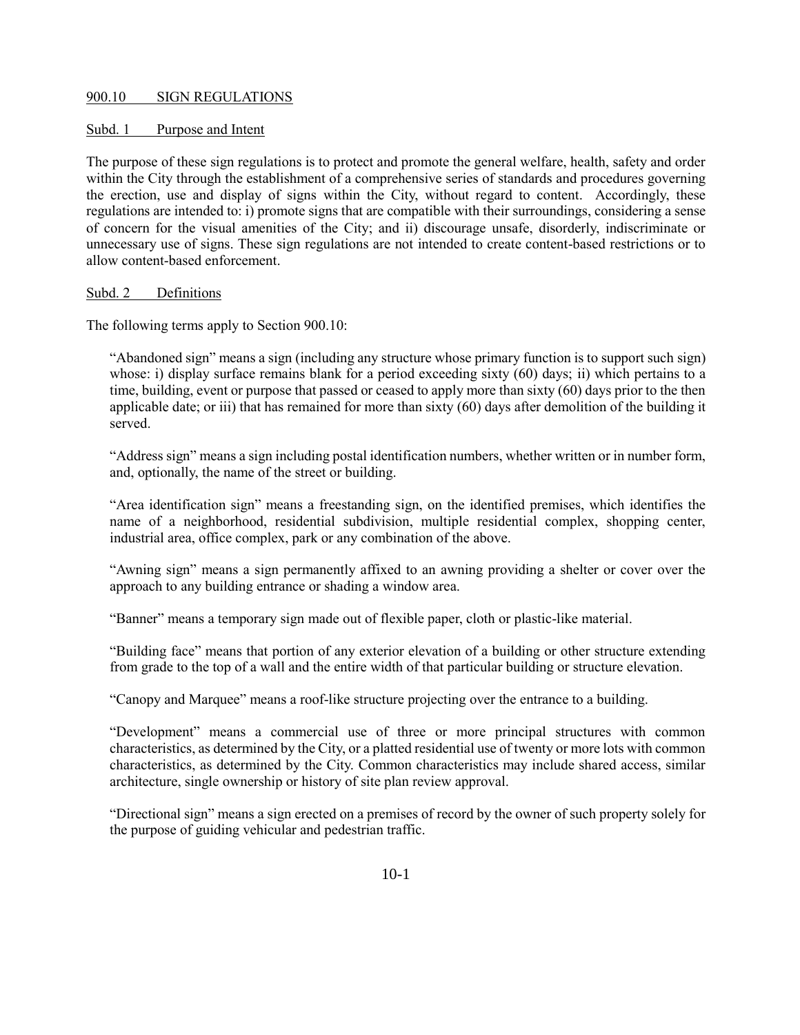## 900.10 SIGN REGULATIONS

### Subd. 1 Purpose and Intent

The purpose of these sign regulations is to protect and promote the general welfare, health, safety and order within the City through the establishment of a comprehensive series of standards and procedures governing the erection, use and display of signs within the City, without regard to content. Accordingly, these regulations are intended to: i) promote signs that are compatible with their surroundings, considering a sense of concern for the visual amenities of the City; and ii) discourage unsafe, disorderly, indiscriminate or unnecessary use of signs. These sign regulations are not intended to create content-based restrictions or to allow content-based enforcement.

### Subd. 2 Definitions

The following terms apply to Section 900.10:

"Abandoned sign" means a sign (including any structure whose primary function is to support such sign) whose: i) display surface remains blank for a period exceeding sixty (60) days; ii) which pertains to a time, building, event or purpose that passed or ceased to apply more than sixty (60) days prior to the then applicable date; or iii) that has remained for more than sixty (60) days after demolition of the building it served.

"Address sign" means a sign including postal identification numbers, whether written or in number form, and, optionally, the name of the street or building.

"Area identification sign" means a freestanding sign, on the identified premises, which identifies the name of a neighborhood, residential subdivision, multiple residential complex, shopping center, industrial area, office complex, park or any combination of the above.

"Awning sign" means a sign permanently affixed to an awning providing a shelter or cover over the approach to any building entrance or shading a window area.

"Banner" means a temporary sign made out of flexible paper, cloth or plastic-like material.

"Building face" means that portion of any exterior elevation of a building or other structure extending from grade to the top of a wall and the entire width of that particular building or structure elevation.

"Canopy and Marquee" means a roof-like structure projecting over the entrance to a building.

"Development" means a commercial use of three or more principal structures with common characteristics, as determined by the City, or a platted residential use of twenty or more lots with common characteristics, as determined by the City. Common characteristics may include shared access, similar architecture, single ownership or history of site plan review approval.

"Directional sign" means a sign erected on a premises of record by the owner of such property solely for the purpose of guiding vehicular and pedestrian traffic.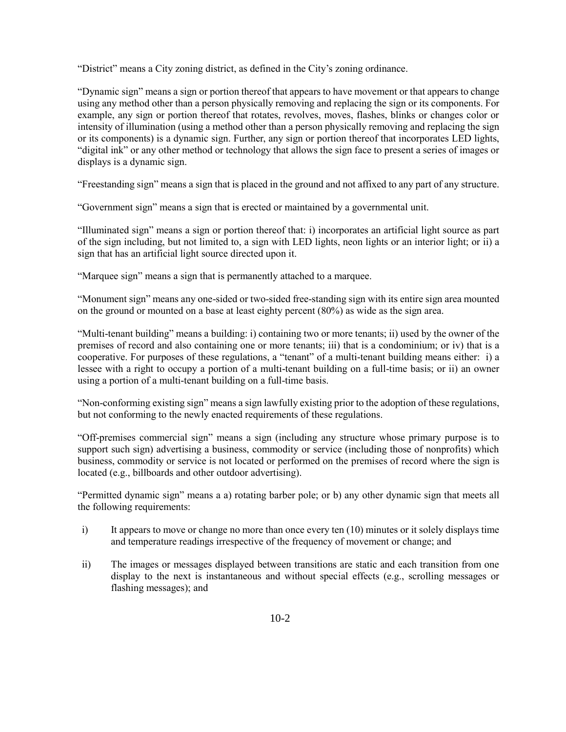"District" means a City zoning district, as defined in the City's zoning ordinance.

"Dynamic sign" means a sign or portion thereof that appears to have movement or that appears to change using any method other than a person physically removing and replacing the sign or its components. For example, any sign or portion thereof that rotates, revolves, moves, flashes, blinks or changes color or intensity of illumination (using a method other than a person physically removing and replacing the sign or its components) is a dynamic sign. Further, any sign or portion thereof that incorporates LED lights, "digital ink" or any other method or technology that allows the sign face to present a series of images or displays is a dynamic sign.

"Freestanding sign" means a sign that is placed in the ground and not affixed to any part of any structure.

"Government sign" means a sign that is erected or maintained by a governmental unit.

"Illuminated sign" means a sign or portion thereof that: i) incorporates an artificial light source as part of the sign including, but not limited to, a sign with LED lights, neon lights or an interior light; or ii) a sign that has an artificial light source directed upon it.

"Marquee sign" means a sign that is permanently attached to a marquee.

"Monument sign" means any one-sided or two-sided free-standing sign with its entire sign area mounted on the ground or mounted on a base at least eighty percent (80%) as wide as the sign area.

"Multi-tenant building" means a building: i) containing two or more tenants; ii) used by the owner of the premises of record and also containing one or more tenants; iii) that is a condominium; or iv) that is a cooperative. For purposes of these regulations, a "tenant" of a multi-tenant building means either: i) a lessee with a right to occupy a portion of a multi-tenant building on a full-time basis; or ii) an owner using a portion of a multi-tenant building on a full-time basis.

"Non-conforming existing sign" means a sign lawfully existing prior to the adoption of these regulations, but not conforming to the newly enacted requirements of these regulations.

"Off-premises commercial sign" means a sign (including any structure whose primary purpose is to support such sign) advertising a business, commodity or service (including those of nonprofits) which business, commodity or service is not located or performed on the premises of record where the sign is located (e.g., billboards and other outdoor advertising).

"Permitted dynamic sign" means a a) rotating barber pole; or b) any other dynamic sign that meets all the following requirements:

i) It appears to move or change no more than once every ten (10) minutes or it solely displays time and temperature readings irrespective of the frequency of movement or change; and

ii) The images or messages displayed between transitions are static and each transition from one display to the next is instantaneous and without special effects (e.g., scrolling messages or flashing messages); and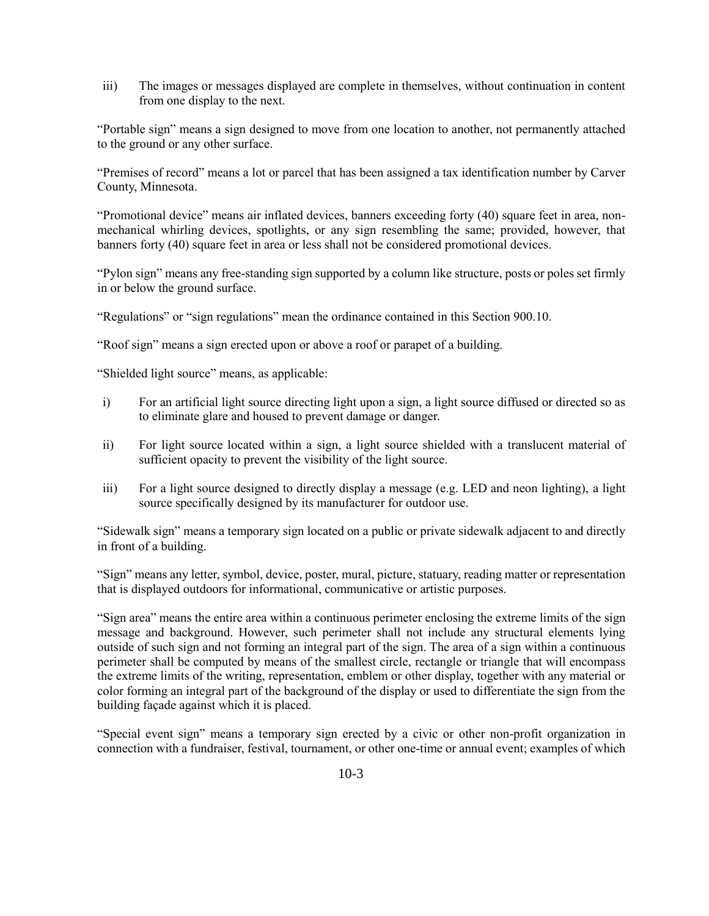iii) The images or messages displayed are complete in themselves, without continuation in content from one display to the next.

"Portable sign" means a sign designed to move from one location to another, not permanently attached to the ground or any other surface.

"Premises of record" means a lot or parcel that has been assigned a tax identification number by Carver County, Minnesota.

"Promotional device" means air inflated devices, banners exceeding forty (40) square feet in area, non-mechanical whirling devices, spotlights, or any sign resembling the same; provided, however, that banners forty (40) square feet in area or less shall not be considered promotional devices.

"Pylon sign" means any free-standing sign supported by a column like structure, posts or poles set firmly in or below the ground surface.

"Regulations" or "sign regulations" mean the ordinance contained in this Section 900.10.

"Roof sign" means a sign erected upon or above a roof or parapet of a building.

"Shielded light source" means, as applicable:

i) For an artificial light source directing light upon a sign, a light source diffused or directed so as to eliminate glare and housed to prevent damage or danger.

ii) For light source located within a sign, a light source shielded with a translucent material of sufficient opacity to prevent the visibility of the light source.

iii) For a light source designed to directly display a message (e.g. LED and neon lighting), a light source specifically designed by its manufacturer for outdoor use.

"Sidewalk sign" means a temporary sign located on a public or private sidewalk adjacent to and directly in front of a building.

"Sign" means any letter, symbol, device, poster, mural, picture, statuary, reading matter or representation that is displayed outdoors for informational, communicative or artistic purposes.

"Sign area" means the entire area within a continuous perimeter enclosing the extreme limits of the sign message and background. However, such perimeter shall not include any structural elements lying outside of such sign and not forming an integral part of the sign. The area of a sign within a continuous perimeter shall be computed by means of the smallest circle, rectangle or triangle that will encompass the extreme limits of the writing, representation, emblem or other display, together with any material or color forming an integral part of the background of the display or used to differentiate the sign from the building façade against which it is placed.

"Special event sign" means a temporary sign erected by a civic or other non-profit organization in connection with a fundraiser, festival, tournament, or other one-time or annual event; examples of which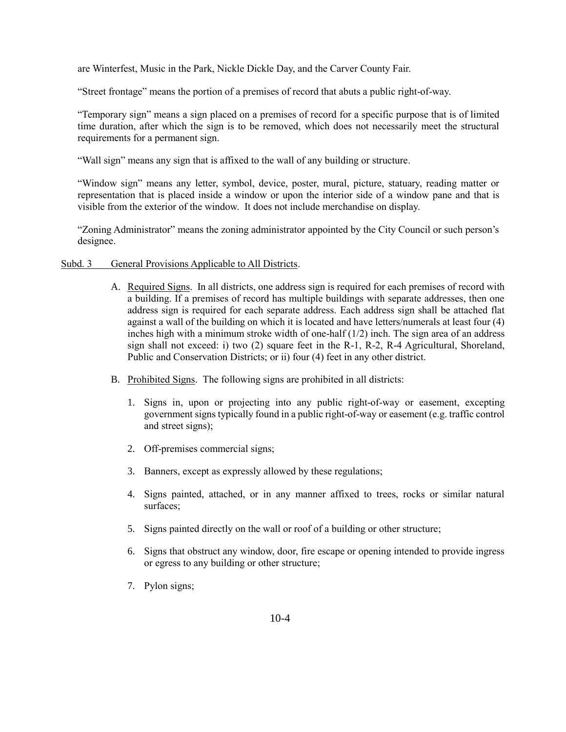are Winterfest, Music in the Park, Nickle Dickle Day, and the Carver County Fair.

"Street frontage" means the portion of a premises of record that abuts a public right-of-way.

"Temporary sign" means a sign placed on a premises of record for a specific purpose that is of limited time duration, after which the sign is to be removed, which does not necessarily meet the structural requirements for a permanent sign.

"Wall sign" means any sign that is affixed to the wall of any building or structure.

"Window sign" means any letter, symbol, device, poster, mural, picture, statuary, reading matter or representation that is placed inside a window or upon the interior side of a window pane and that is visible from the exterior of the window. It does not include merchandise on display.

"Zoning Administrator" means the zoning administrator appointed by the City Council or such person's designee.

Subd. 3 General Provisions Applicable to All Districts.

A. Required Signs. In all districts, one address sign is required for each premises of record with a building. If a premises of record has multiple buildings with separate addresses, then one address sign is required for each separate address. Each address sign shall be attached flat against a wall of the building on which it is located and have letters/numerals at least four (4) inches high with a minimum stroke width of one-half (1/2) inch. The sign area of an address sign shall not exceed: i) two (2) square feet in the R-1, R-2, R-4 Agricultural, Shoreland, Public and Conservation Districts; or ii) four (4) feet in any other district.

B. Prohibited Signs. The following signs are prohibited in all districts:

1. Signs in, upon or projecting into any public right-of-way or easement, excepting government signs typically found in a public right-of-way or easement (e.g. traffic control and street signs);

2. Off-premises commercial signs;

3. Banners, except as expressly allowed by these regulations;

4. Signs painted, attached, or in any manner affixed to trees, rocks or similar natural surfaces;

5. Signs painted directly on the wall or roof of a building or other structure;

6. Signs that obstruct any window, door, fire escape or opening intended to provide ingress or egress to any building or other structure;

7. Pylon signs;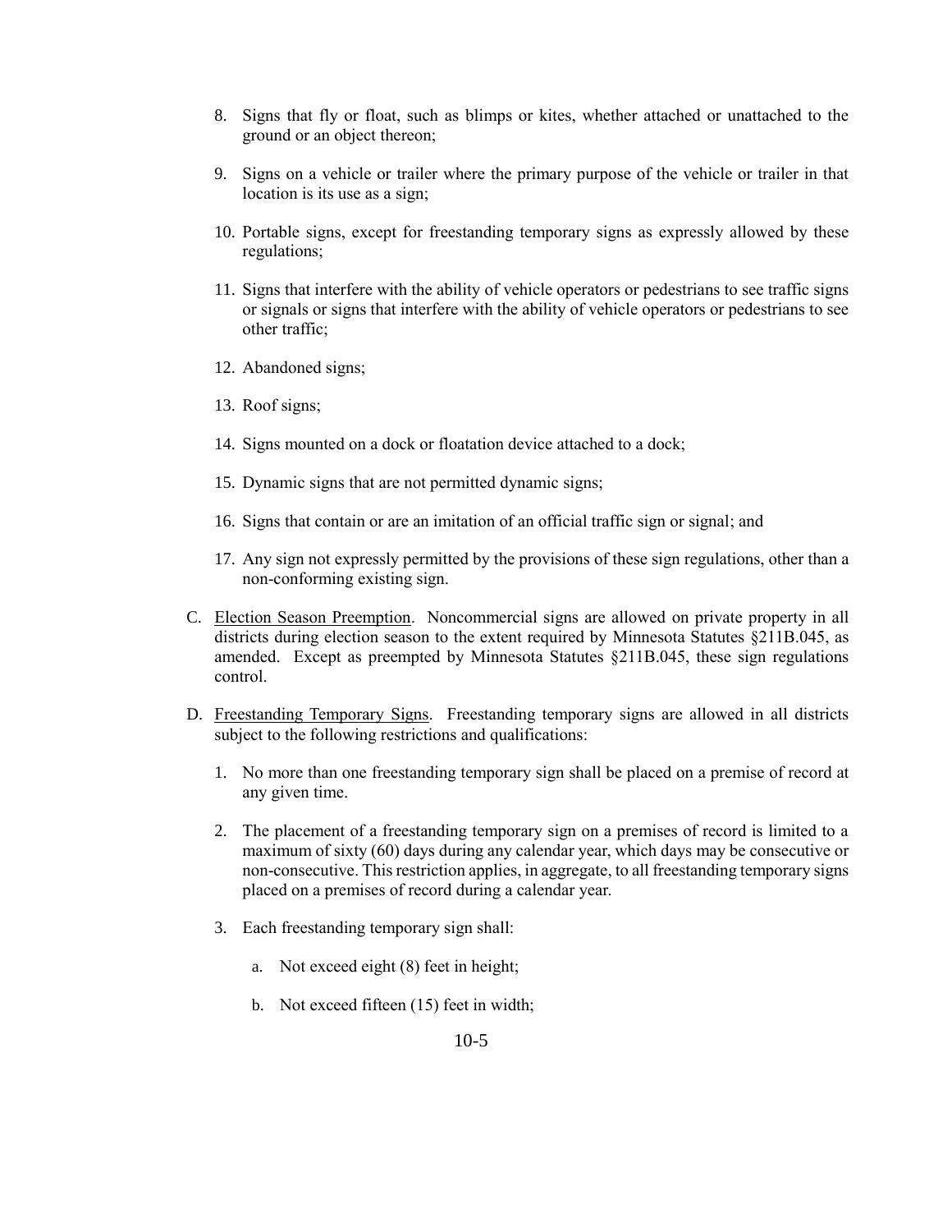8. Signs that fly or float, such as blimps or kites, whether attached or unattached to the ground or an object thereon;

9. Signs on a vehicle or trailer where the primary purpose of the vehicle or trailer in that location is its use as a sign;

10. Portable signs, except for freestanding temporary signs as expressly allowed by these regulations;

11. Signs that interfere with the ability of vehicle operators or pedestrians to see traffic signs or signals or signs that interfere with the ability of vehicle operators or pedestrians to see other traffic;

12. Abandoned signs;

13. Roof signs;

14. Signs mounted on a dock or floatation device attached to a dock;

15. Dynamic signs that are not permitted dynamic signs;

16. Signs that contain or are an imitation of an official traffic sign or signal; and

17. Any sign not expressly permitted by the provisions of these sign regulations, other than a non-conforming existing sign.

C. Election Season Preemption. Noncommercial signs are allowed on private property in all districts during election season to the extent required by Minnesota Statutes §211B.045, as amended. Except as preempted by Minnesota Statutes §211B.045, these sign regulations control.

D. Freestanding Temporary Signs. Freestanding temporary signs are allowed in all districts subject to the following restrictions and qualifications:

1. No more than one freestanding temporary sign shall be placed on a premise of record at any given time.

2. The placement of a freestanding temporary sign on a premises of record is limited to a maximum of sixty (60) days during any calendar year, which days may be consecutive or non-consecutive. This restriction applies, in aggregate, to all freestanding temporary signs placed on a premises of record during a calendar year.

3. Each freestanding temporary sign shall:

   a. Not exceed eight (8) feet in height;

   b. Not exceed fifteen (15) feet in width;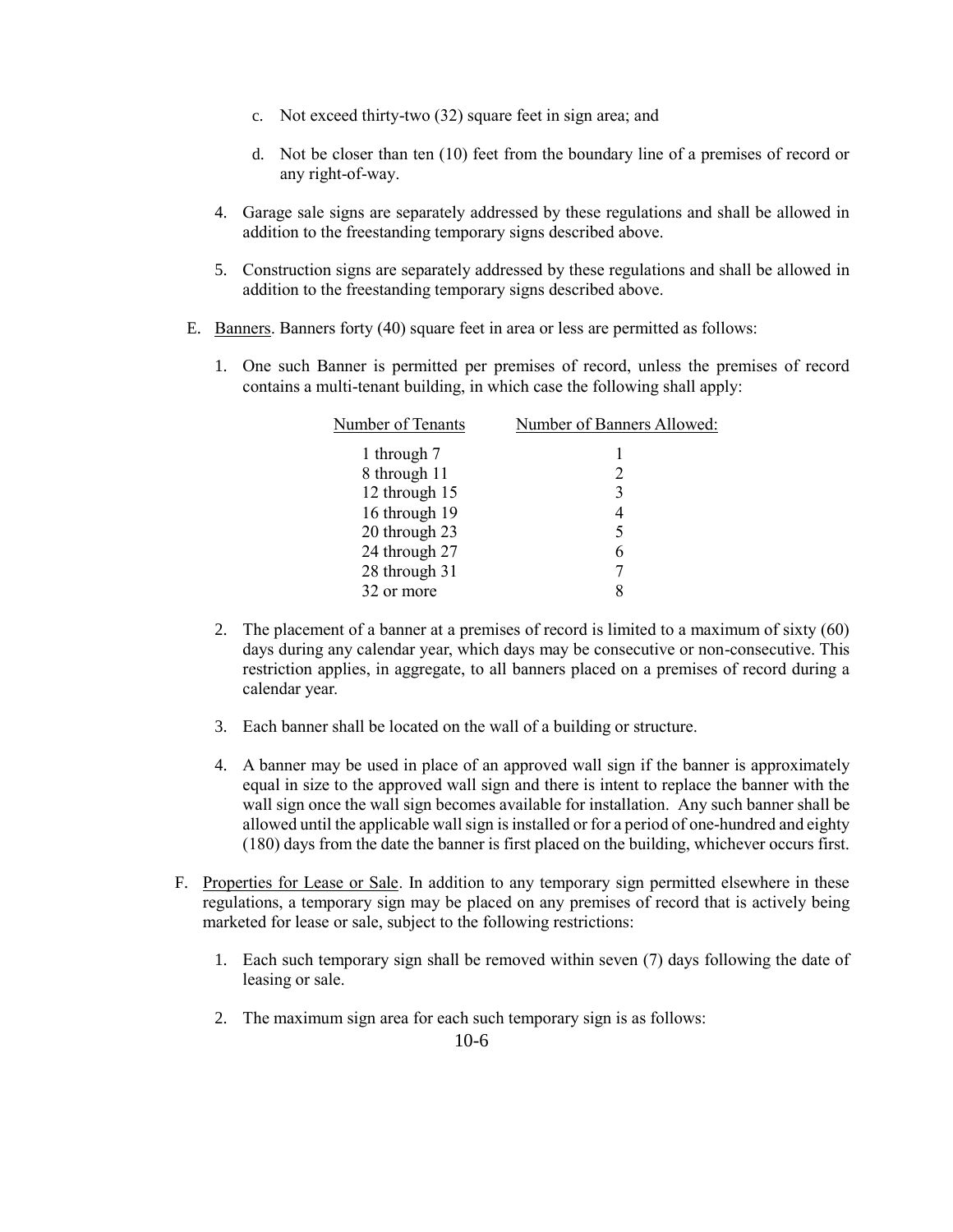c. Not exceed thirty-two (32) square feet in sign area; and

d. Not be closer than ten (10) feet from the boundary line of a premises of record or any right-of-way.

4. Garage sale signs are separately addressed by these regulations and shall be allowed in addition to the freestanding temporary signs described above.

5. Construction signs are separately addressed by these regulations and shall be allowed in addition to the freestanding temporary signs described above.

E. Banners. Banners forty (40) square feet in area or less are permitted as follows:

1. One such Banner is permitted per premises of record, unless the premises of record contains a multi-tenant building, in which case the following shall apply:

| Number of Tenants | Number of Banners Allowed: |
|---|---|
| 1 through 7 | 1 |
| 8 through 11 | 2 |
| 12 through 15 | 3 |
| 16 through 19 | 4 |
| 20 through 23 | 5 |
| 24 through 27 | 6 |
| 28 through 31 | 7 |
| 32 or more | 8 |

2. The placement of a banner at a premises of record is limited to a maximum of sixty (60) days during any calendar year, which days may be consecutive or non-consecutive. This restriction applies, in aggregate, to all banners placed on a premises of record during a calendar year.

3. Each banner shall be located on the wall of a building or structure.

4. A banner may be used in place of an approved wall sign if the banner is approximately equal in size to the approved wall sign and there is intent to replace the banner with the wall sign once the wall sign becomes available for installation. Any such banner shall be allowed until the applicable wall sign is installed or for a period of one-hundred and eighty (180) days from the date the banner is first placed on the building, whichever occurs first.

F. Properties for Lease or Sale. In addition to any temporary sign permitted elsewhere in these regulations, a temporary sign may be placed on any premises of record that is actively being marketed for lease or sale, subject to the following restrictions:

1. Each such temporary sign shall be removed within seven (7) days following the date of leasing or sale.

2. The maximum sign area for each such temporary sign is as follows: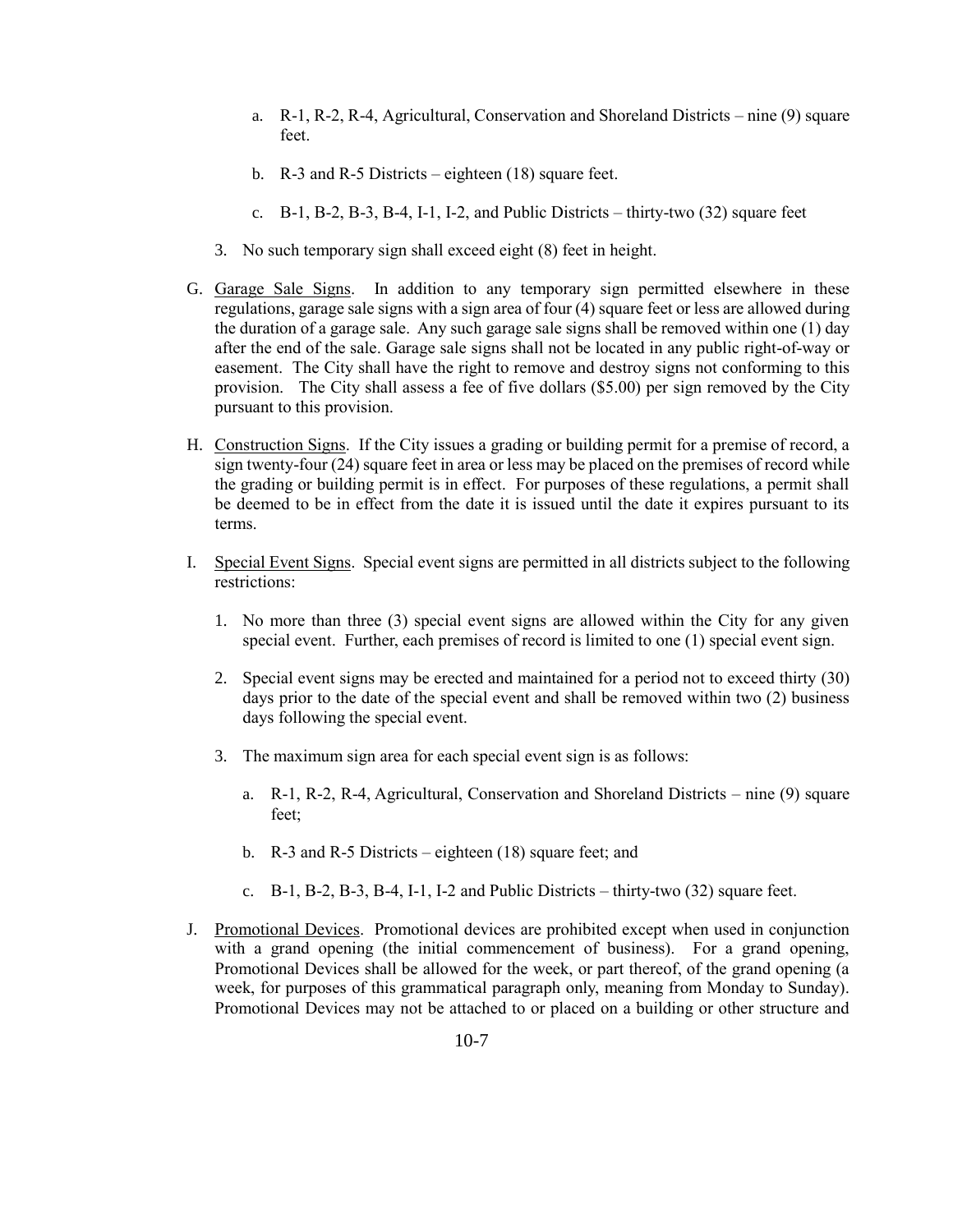a. R-1, R-2, R-4, Agricultural, Conservation and Shoreland Districts – nine (9) square feet.

b. R-3 and R-5 Districts – eighteen (18) square feet.

c. B-1, B-2, B-3, B-4, I-1, I-2, and Public Districts – thirty-two (32) square feet

3. No such temporary sign shall exceed eight (8) feet in height.

G. Garage Sale Signs. In addition to any temporary sign permitted elsewhere in these regulations, garage sale signs with a sign area of four (4) square feet or less are allowed during the duration of a garage sale. Any such garage sale signs shall be removed within one (1) day after the end of the sale. Garage sale signs shall not be located in any public right-of-way or easement. The City shall have the right to remove and destroy signs not conforming to this provision. The City shall assess a fee of five dollars ($5.00) per sign removed by the City pursuant to this provision.

H. Construction Signs. If the City issues a grading or building permit for a premise of record, a sign twenty-four (24) square feet in area or less may be placed on the premises of record while the grading or building permit is in effect. For purposes of these regulations, a permit shall be deemed to be in effect from the date it is issued until the date it expires pursuant to its terms.

I. Special Event Signs. Special event signs are permitted in all districts subject to the following restrictions:

1. No more than three (3) special event signs are allowed within the City for any given special event. Further, each premises of record is limited to one (1) special event sign.

2. Special event signs may be erected and maintained for a period not to exceed thirty (30) days prior to the date of the special event and shall be removed within two (2) business days following the special event.

3. The maximum sign area for each special event sign is as follows:

   a. R-1, R-2, R-4, Agricultural, Conservation and Shoreland Districts – nine (9) square feet;

   b. R-3 and R-5 Districts – eighteen (18) square feet; and

   c. B-1, B-2, B-3, B-4, I-1, I-2 and Public Districts – thirty-two (32) square feet.

J. Promotional Devices. Promotional devices are prohibited except when used in conjunction with a grand opening (the initial commencement of business). For a grand opening, Promotional Devices shall be allowed for the week, or part thereof, of the grand opening (a week, for purposes of this grammatical paragraph only, meaning from Monday to Sunday). Promotional Devices may not be attached to or placed on a building or other structure and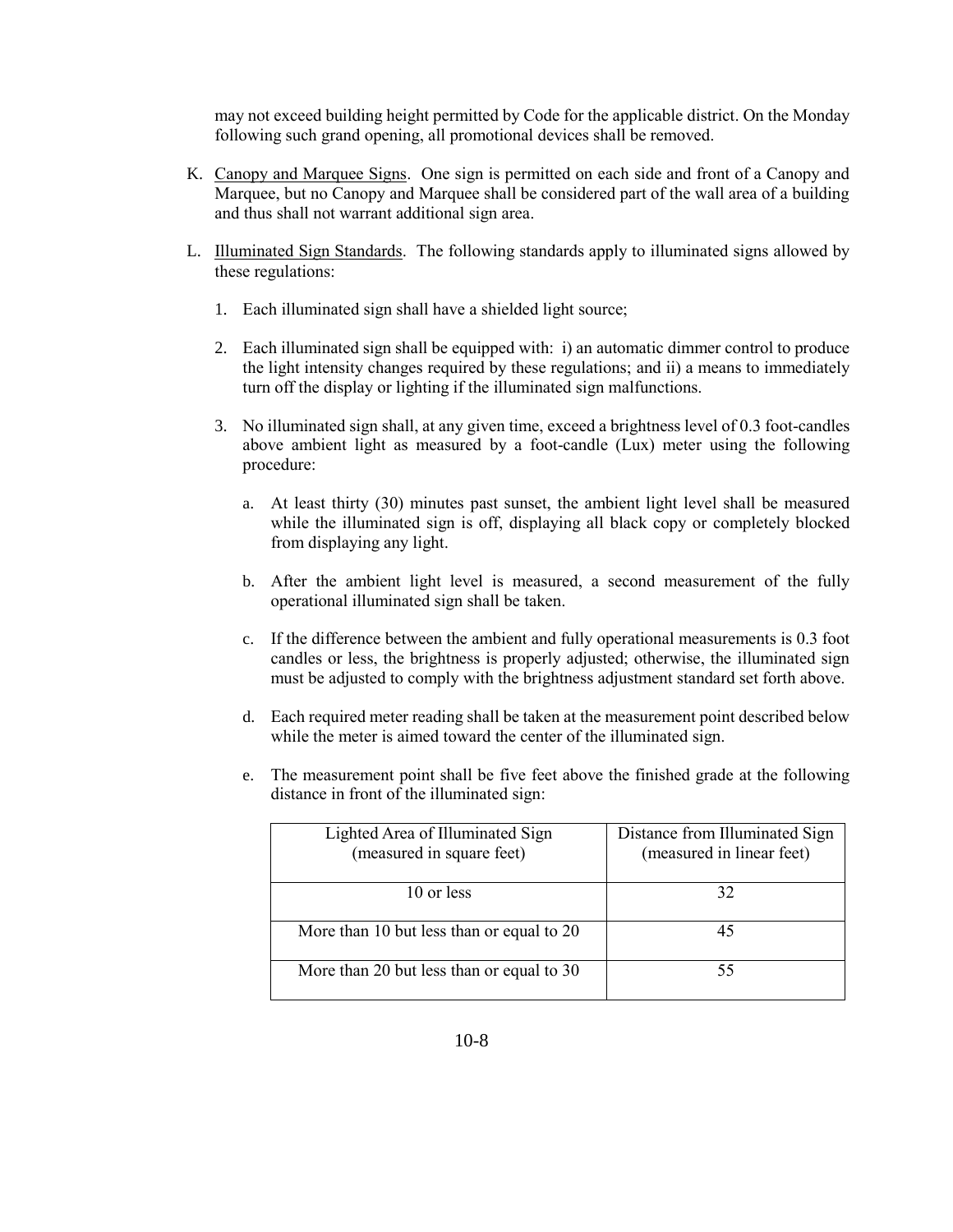may not exceed building height permitted by Code for the applicable district. On the Monday following such grand opening, all promotional devices shall be removed.

K. Canopy and Marquee Signs. One sign is permitted on each side and front of a Canopy and Marquee, but no Canopy and Marquee shall be considered part of the wall area of a building and thus shall not warrant additional sign area.

L. Illuminated Sign Standards. The following standards apply to illuminated signs allowed by these regulations:

1. Each illuminated sign shall have a shielded light source;

2. Each illuminated sign shall be equipped with: i) an automatic dimmer control to produce the light intensity changes required by these regulations; and ii) a means to immediately turn off the display or lighting if the illuminated sign malfunctions.

3. No illuminated sign shall, at any given time, exceed a brightness level of 0.3 foot-candles above ambient light as measured by a foot-candle (Lux) meter using the following procedure:

   a. At least thirty (30) minutes past sunset, the ambient light level shall be measured while the illuminated sign is off, displaying all black copy or completely blocked from displaying any light.

   b. After the ambient light level is measured, a second measurement of the fully operational illuminated sign shall be taken.

   c. If the difference between the ambient and fully operational measurements is 0.3 foot candles or less, the brightness is properly adjusted; otherwise, the illuminated sign must be adjusted to comply with the brightness adjustment standard set forth above.

   d. Each required meter reading shall be taken at the measurement point described below while the meter is aimed toward the center of the illuminated sign.

   e. The measurement point shall be five feet above the finished grade at the following distance in front of the illuminated sign:

| Lighted Area of Illuminated Sign (measured in square feet) | Distance from Illuminated Sign (measured in linear feet) |
|---|---|
| 10 or less | 32 |
| More than 10 but less than or equal to 20 | 45 |
| More than 20 but less than or equal to 30 | 55 |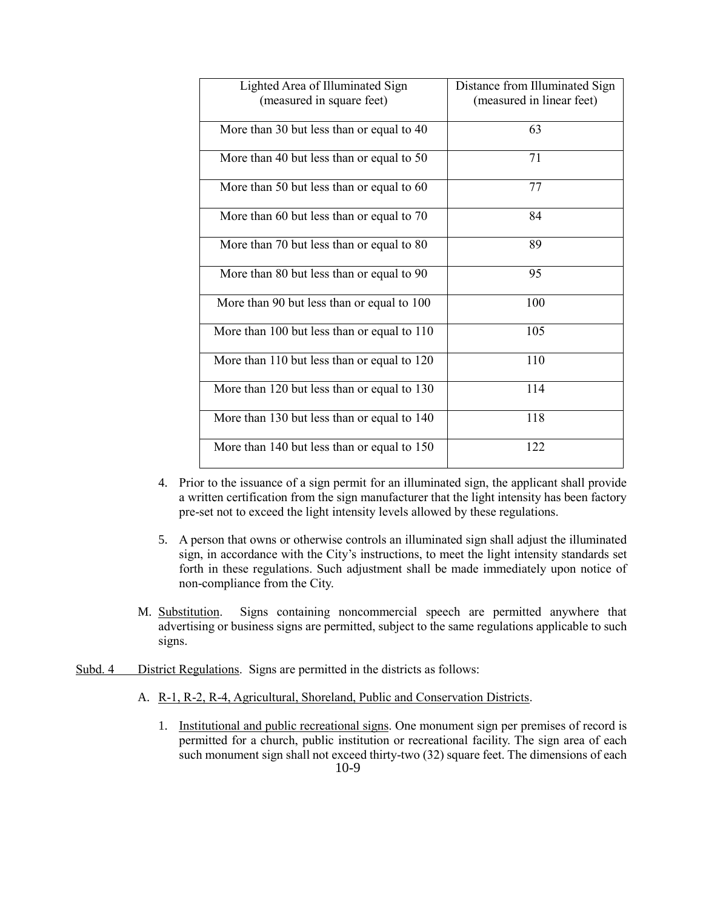| Lighted Area of Illuminated Sign (measured in square feet) | Distance from Illuminated Sign (measured in linear feet) |
|---|---|
| More than 30 but less than or equal to 40 | 63 |
| More than 40 but less than or equal to 50 | 71 |
| More than 50 but less than or equal to 60 | 77 |
| More than 60 but less than or equal to 70 | 84 |
| More than 70 but less than or equal to 80 | 89 |
| More than 80 but less than or equal to 90 | 95 |
| More than 90 but less than or equal to 100 | 100 |
| More than 100 but less than or equal to 110 | 105 |
| More than 110 but less than or equal to 120 | 110 |
| More than 120 but less than or equal to 130 | 114 |
| More than 130 but less than or equal to 140 | 118 |
| More than 140 but less than or equal to 150 | 122 |

4. Prior to the issuance of a sign permit for an illuminated sign, the applicant shall provide a written certification from the sign manufacturer that the light intensity has been factory pre-set not to exceed the light intensity levels allowed by these regulations.

5. A person that owns or otherwise controls an illuminated sign shall adjust the illuminated sign, in accordance with the City's instructions, to meet the light intensity standards set forth in these regulations. Such adjustment shall be made immediately upon notice of non-compliance from the City.

M. Substitution. Signs containing noncommercial speech are permitted anywhere that advertising or business signs are permitted, subject to the same regulations applicable to such signs.

Subd. 4 District Regulations. Signs are permitted in the districts as follows:

A. R-1, R-2, R-4, Agricultural, Shoreland, Public and Conservation Districts.

1. Institutional and public recreational signs. One monument sign per premises of record is permitted for a church, public institution or recreational facility. The sign area of each such monument sign shall not exceed thirty-two (32) square feet. The dimensions of each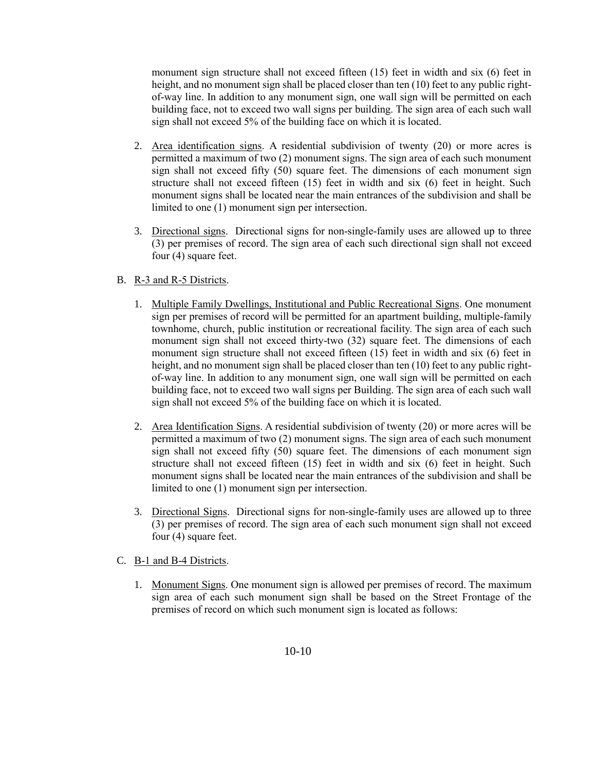monument sign structure shall not exceed fifteen (15) feet in width and six (6) feet in height, and no monument sign shall be placed closer than ten (10) feet to any public right-of-way line. In addition to any monument sign, one wall sign will be permitted on each building face, not to exceed two wall signs per building. The sign area of each such wall sign shall not exceed 5% of the building face on which it is located.

2. Area identification signs. A residential subdivision of twenty (20) or more acres is permitted a maximum of two (2) monument signs. The sign area of each such monument sign shall not exceed fifty (50) square feet. The dimensions of each monument sign structure shall not exceed fifteen (15) feet in width and six (6) feet in height. Such monument signs shall be located near the main entrances of the subdivision and shall be limited to one (1) monument sign per intersection.

3. Directional signs. Directional signs for non-single-family uses are allowed up to three (3) per premises of record. The sign area of each such directional sign shall not exceed four (4) square feet.

B. R-3 and R-5 Districts.

1. Multiple Family Dwellings, Institutional and Public Recreational Signs. One monument sign per premises of record will be permitted for an apartment building, multiple-family townhome, church, public institution or recreational facility. The sign area of each such monument sign shall not exceed thirty-two (32) square feet. The dimensions of each monument sign structure shall not exceed fifteen (15) feet in width and six (6) feet in height, and no monument sign shall be placed closer than ten (10) feet to any public right-of-way line. In addition to any monument sign, one wall sign will be permitted on each building face, not to exceed two wall signs per Building. The sign area of each such wall sign shall not exceed 5% of the building face on which it is located.

2. Area Identification Signs. A residential subdivision of twenty (20) or more acres will be permitted a maximum of two (2) monument signs. The sign area of each such monument sign shall not exceed fifty (50) square feet. The dimensions of each monument sign structure shall not exceed fifteen (15) feet in width and six (6) feet in height. Such monument signs shall be located near the main entrances of the subdivision and shall be limited to one (1) monument sign per intersection.

3. Directional Signs. Directional signs for non-single-family uses are allowed up to three (3) per premises of record. The sign area of each such monument sign shall not exceed four (4) square feet.

C. B-1 and B-4 Districts.

1. Monument Signs. One monument sign is allowed per premises of record. The maximum sign area of each such monument sign shall be based on the Street Frontage of the premises of record on which such monument sign is located as follows: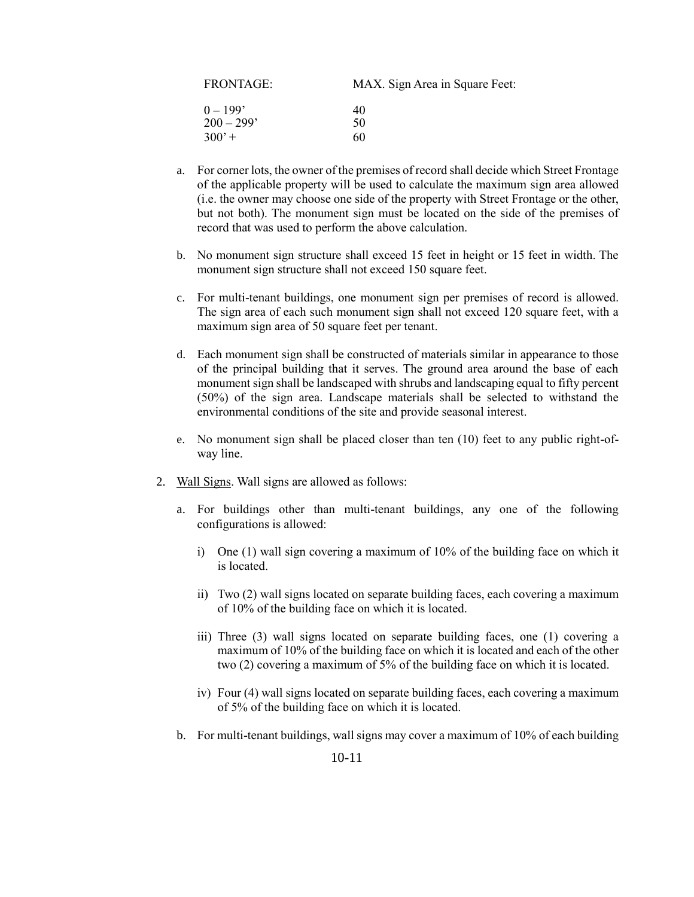| FRONTAGE: | MAX. Sign Area in Square Feet: |
|---|---|
| 0 – 199’ | 40 |
| 200 – 299’ | 50 |
| 300’ + | 60 |

a. For corner lots, the owner of the premises of record shall decide which Street Frontage of the applicable property will be used to calculate the maximum sign area allowed (i.e. the owner may choose one side of the property with Street Frontage or the other, but not both). The monument sign must be located on the side of the premises of record that was used to perform the above calculation.

b. No monument sign structure shall exceed 15 feet in height or 15 feet in width. The monument sign structure shall not exceed 150 square feet.

c. For multi-tenant buildings, one monument sign per premises of record is allowed. The sign area of each such monument sign shall not exceed 120 square feet, with a maximum sign area of 50 square feet per tenant.

d. Each monument sign shall be constructed of materials similar in appearance to those of the principal building that it serves. The ground area around the base of each monument sign shall be landscaped with shrubs and landscaping equal to fifty percent (50%) of the sign area. Landscape materials shall be selected to withstand the environmental conditions of the site and provide seasonal interest.

e. No monument sign shall be placed closer than ten (10) feet to any public right-of-way line.

2. Wall Signs. Wall signs are allowed as follows:

   a. For buildings other than multi-tenant buildings, any one of the following configurations is allowed:

      i) One (1) wall sign covering a maximum of 10% of the building face on which it is located.

      ii) Two (2) wall signs located on separate building faces, each covering a maximum of 10% of the building face on which it is located.

      iii) Three (3) wall signs located on separate building faces, one (1) covering a maximum of 10% of the building face on which it is located and each of the other two (2) covering a maximum of 5% of the building face on which it is located.

      iv) Four (4) wall signs located on separate building faces, each covering a maximum of 5% of the building face on which it is located.

   b. For multi-tenant buildings, wall signs may cover a maximum of 10% of each building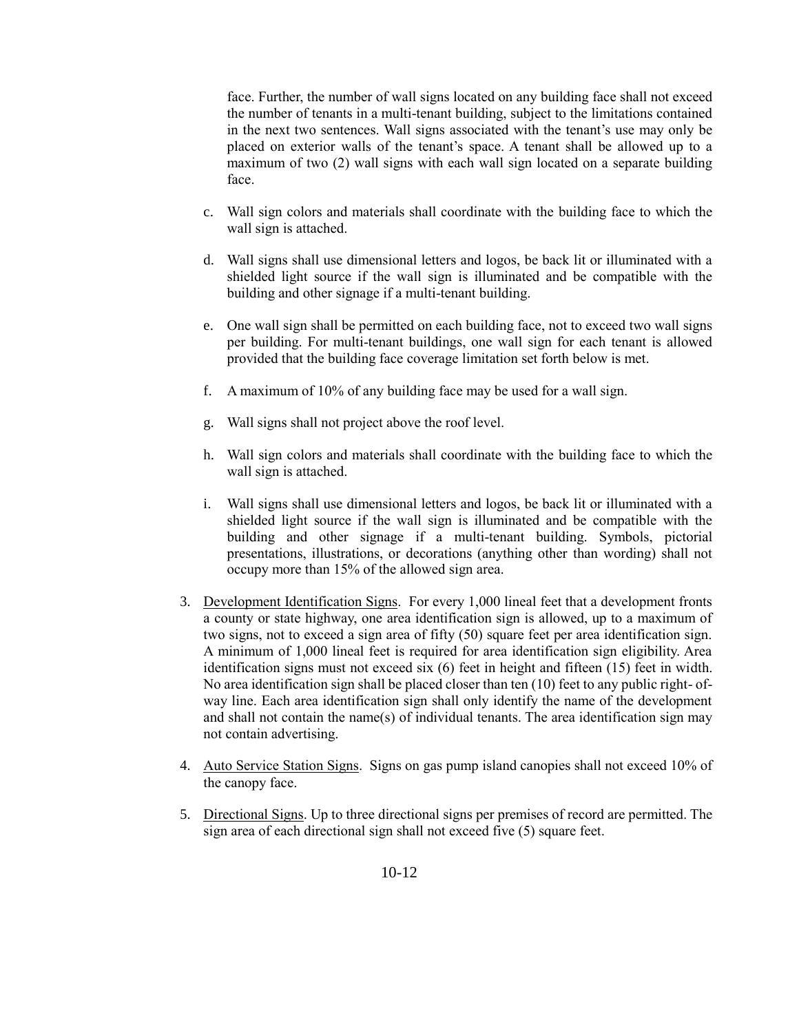face. Further, the number of wall signs located on any building face shall not exceed the number of tenants in a multi-tenant building, subject to the limitations contained in the next two sentences. Wall signs associated with the tenant's use may only be placed on exterior walls of the tenant's space. A tenant shall be allowed up to a maximum of two (2) wall signs with each wall sign located on a separate building face.

c. Wall sign colors and materials shall coordinate with the building face to which the wall sign is attached.

d. Wall signs shall use dimensional letters and logos, be back lit or illuminated with a shielded light source if the wall sign is illuminated and be compatible with the building and other signage if a multi-tenant building.

e. One wall sign shall be permitted on each building face, not to exceed two wall signs per building. For multi-tenant buildings, one wall sign for each tenant is allowed provided that the building face coverage limitation set forth below is met.

f. A maximum of 10% of any building face may be used for a wall sign.

g. Wall signs shall not project above the roof level.

h. Wall sign colors and materials shall coordinate with the building face to which the wall sign is attached.

i. Wall signs shall use dimensional letters and logos, be back lit or illuminated with a shielded light source if the wall sign is illuminated and be compatible with the building and other signage if a multi-tenant building. Symbols, pictorial presentations, illustrations, or decorations (anything other than wording) shall not occupy more than 15% of the allowed sign area.

3. Development Identification Signs. For every 1,000 lineal feet that a development fronts a county or state highway, one area identification sign is allowed, up to a maximum of two signs, not to exceed a sign area of fifty (50) square feet per area identification sign. A minimum of 1,000 lineal feet is required for area identification sign eligibility. Area identification signs must not exceed six (6) feet in height and fifteen (15) feet in width. No area identification sign shall be placed closer than ten (10) feet to any public right-of-way line. Each area identification sign shall only identify the name of the development and shall not contain the name(s) of individual tenants. The area identification sign may not contain advertising.

4. Auto Service Station Signs. Signs on gas pump island canopies shall not exceed 10% of the canopy face.

5. Directional Signs. Up to three directional signs per premises of record are permitted. The sign area of each directional sign shall not exceed five (5) square feet.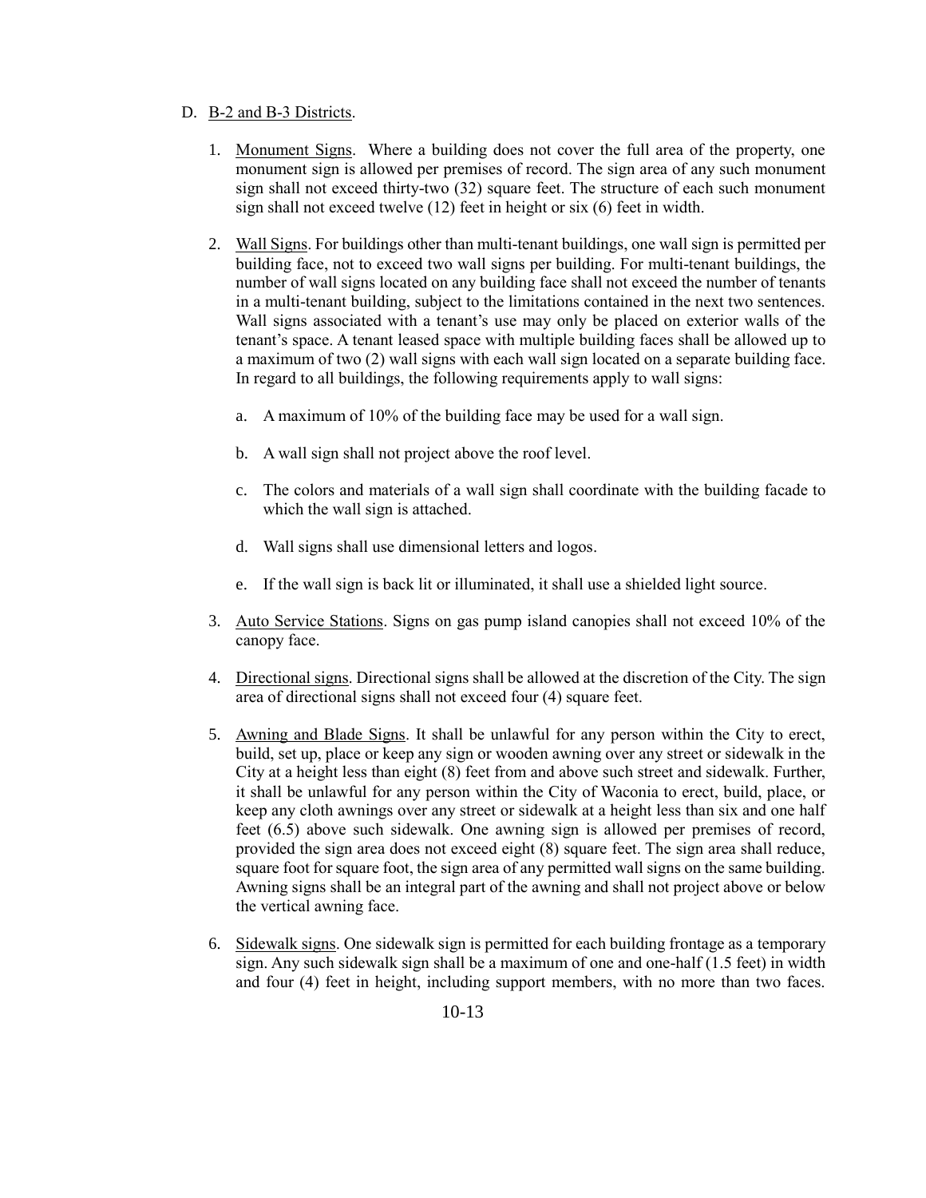D. <u>B-2 and B-3 Districts</u>.

1. <u>Monument Signs</u>. Where a building does not cover the full area of the property, one monument sign is allowed per premises of record. The sign area of any such monument sign shall not exceed thirty-two (32) square feet. The structure of each such monument sign shall not exceed twelve (12) feet in height or six (6) feet in width.

2. <u>Wall Signs</u>. For buildings other than multi-tenant buildings, one wall sign is permitted per building face, not to exceed two wall signs per building. For multi-tenant buildings, the number of wall signs located on any building face shall not exceed the number of tenants in a multi-tenant building, subject to the limitations contained in the next two sentences. Wall signs associated with a tenant's use may only be placed on exterior walls of the tenant's space. A tenant leased space with multiple building faces shall be allowed up to a maximum of two (2) wall signs with each wall sign located on a separate building face. In regard to all buildings, the following requirements apply to wall signs:

   a. A maximum of 10% of the building face may be used for a wall sign.

   b. A wall sign shall not project above the roof level.

   c. The colors and materials of a wall sign shall coordinate with the building facade to which the wall sign is attached.

   d. Wall signs shall use dimensional letters and logos.

   e. If the wall sign is back lit or illuminated, it shall use a shielded light source.

3. <u>Auto Service Stations</u>. Signs on gas pump island canopies shall not exceed 10% of the canopy face.

4. <u>Directional signs</u>. Directional signs shall be allowed at the discretion of the City. The sign area of directional signs shall not exceed four (4) square feet.

5. <u>Awning and Blade Signs</u>. It shall be unlawful for any person within the City to erect, build, set up, place or keep any sign or wooden awning over any street or sidewalk in the City at a height less than eight (8) feet from and above such street and sidewalk. Further, it shall be unlawful for any person within the City of Waconia to erect, build, place, or keep any cloth awnings over any street or sidewalk at a height less than six and one half feet (6.5) above such sidewalk. One awning sign is allowed per premises of record, provided the sign area does not exceed eight (8) square feet. The sign area shall reduce, square foot for square foot, the sign area of any permitted wall signs on the same building. Awning signs shall be an integral part of the awning and shall not project above or below the vertical awning face.

6. <u>Sidewalk signs</u>. One sidewalk sign is permitted for each building frontage as a temporary sign. Any such sidewalk sign shall be a maximum of one and one-half (1.5 feet) in width and four (4) feet in height, including support members, with no more than two faces.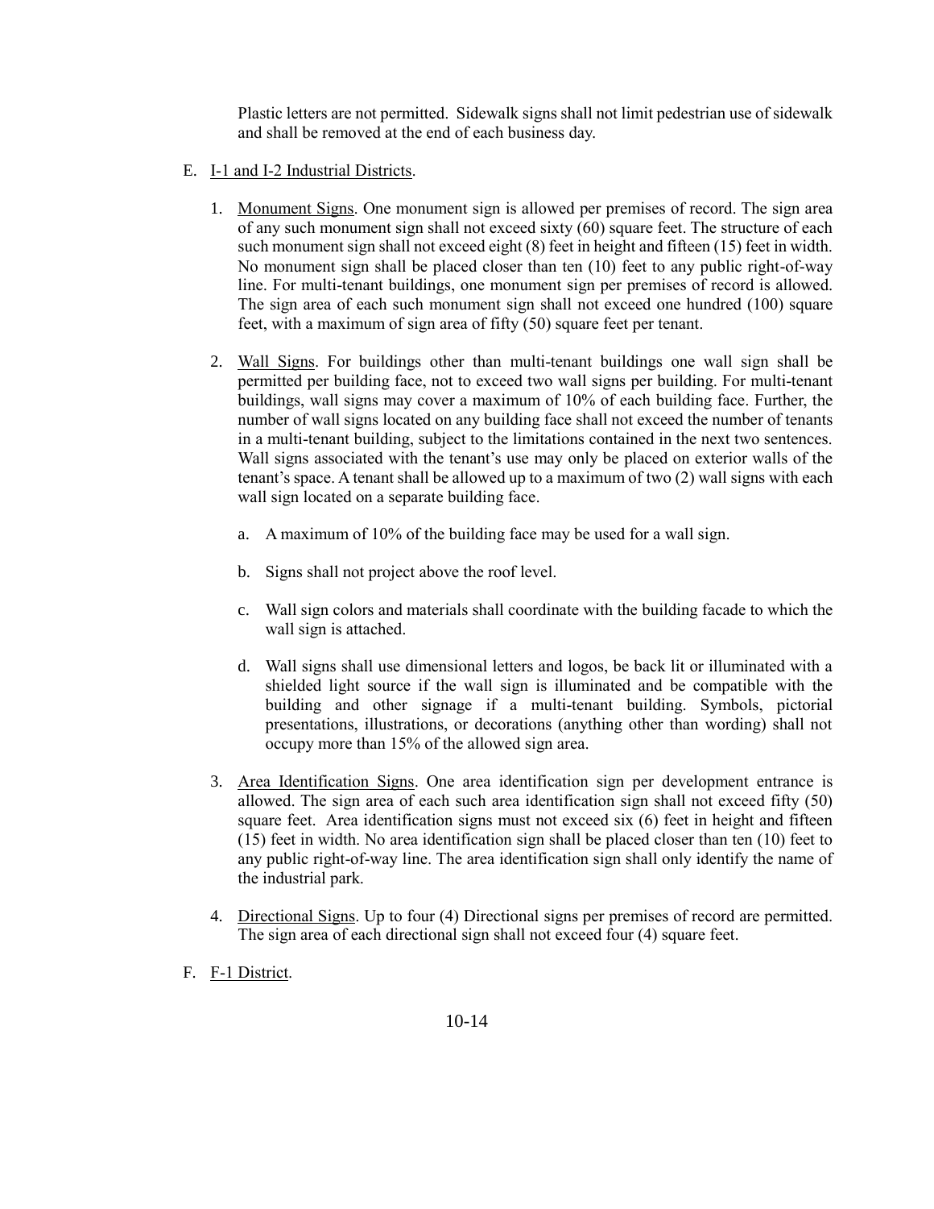Plastic letters are not permitted. Sidewalk signs shall not limit pedestrian use of sidewalk and shall be removed at the end of each business day.

E. I-1 and I-2 Industrial Districts.

1. Monument Signs. One monument sign is allowed per premises of record. The sign area of any such monument sign shall not exceed sixty (60) square feet. The structure of each such monument sign shall not exceed eight (8) feet in height and fifteen (15) feet in width. No monument sign shall be placed closer than ten (10) feet to any public right-of-way line. For multi-tenant buildings, one monument sign per premises of record is allowed. The sign area of each such monument sign shall not exceed one hundred (100) square feet, with a maximum of sign area of fifty (50) square feet per tenant.

2. Wall Signs. For buildings other than multi-tenant buildings one wall sign shall be permitted per building face, not to exceed two wall signs per building. For multi-tenant buildings, wall signs may cover a maximum of 10% of each building face. Further, the number of wall signs located on any building face shall not exceed the number of tenants in a multi-tenant building, subject to the limitations contained in the next two sentences. Wall signs associated with the tenant's use may only be placed on exterior walls of the tenant's space. A tenant shall be allowed up to a maximum of two (2) wall signs with each wall sign located on a separate building face.

   a. A maximum of 10% of the building face may be used for a wall sign.

   b. Signs shall not project above the roof level.

   c. Wall sign colors and materials shall coordinate with the building facade to which the wall sign is attached.

   d. Wall signs shall use dimensional letters and logos, be back lit or illuminated with a shielded light source if the wall sign is illuminated and be compatible with the building and other signage if a multi-tenant building. Symbols, pictorial presentations, illustrations, or decorations (anything other than wording) shall not occupy more than 15% of the allowed sign area.

3. Area Identification Signs. One area identification sign per development entrance is allowed. The sign area of each such area identification sign shall not exceed fifty (50) square feet. Area identification signs must not exceed six (6) feet in height and fifteen (15) feet in width. No area identification sign shall be placed closer than ten (10) feet to any public right-of-way line. The area identification sign shall only identify the name of the industrial park.

4. Directional Signs. Up to four (4) Directional signs per premises of record are permitted. The sign area of each directional sign shall not exceed four (4) square feet.

F. F-1 District.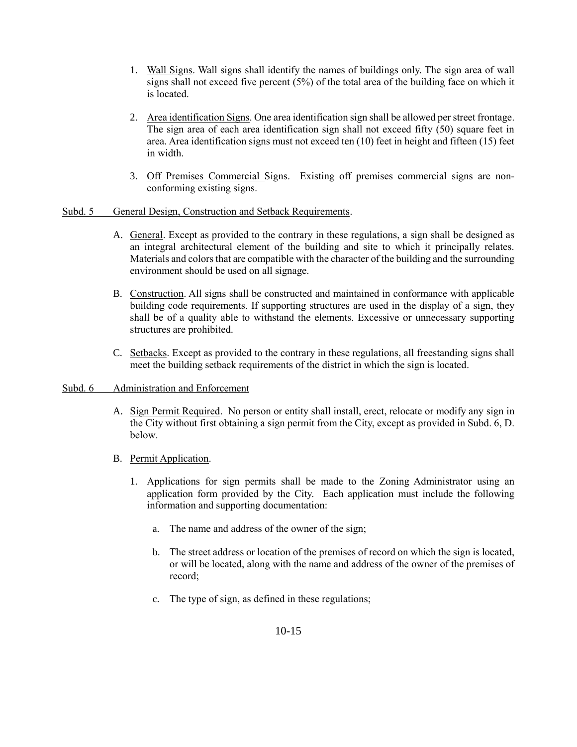1. Wall Signs. Wall signs shall identify the names of buildings only. The sign area of wall signs shall not exceed five percent (5%) of the total area of the building face on which it is located.

2. Area identification Signs. One area identification sign shall be allowed per street frontage. The sign area of each area identification sign shall not exceed fifty (50) square feet in area. Area identification signs must not exceed ten (10) feet in height and fifteen (15) feet in width.

3. Off Premises Commercial Signs. Existing off premises commercial signs are non-conforming existing signs.

Subd. 5 General Design, Construction and Setback Requirements.

A. General. Except as provided to the contrary in these regulations, a sign shall be designed as an integral architectural element of the building and site to which it principally relates. Materials and colors that are compatible with the character of the building and the surrounding environment should be used on all signage.

B. Construction. All signs shall be constructed and maintained in conformance with applicable building code requirements. If supporting structures are used in the display of a sign, they shall be of a quality able to withstand the elements. Excessive or unnecessary supporting structures are prohibited.

C. Setbacks. Except as provided to the contrary in these regulations, all freestanding signs shall meet the building setback requirements of the district in which the sign is located.

Subd. 6 Administration and Enforcement

A. Sign Permit Required. No person or entity shall install, erect, relocate or modify any sign in the City without first obtaining a sign permit from the City, except as provided in Subd. 6, D. below.

B. Permit Application.

1. Applications for sign permits shall be made to the Zoning Administrator using an application form provided by the City. Each application must include the following information and supporting documentation:

   a. The name and address of the owner of the sign;

   b. The street address or location of the premises of record on which the sign is located, or will be located, along with the name and address of the owner of the premises of record;

   c. The type of sign, as defined in these regulations;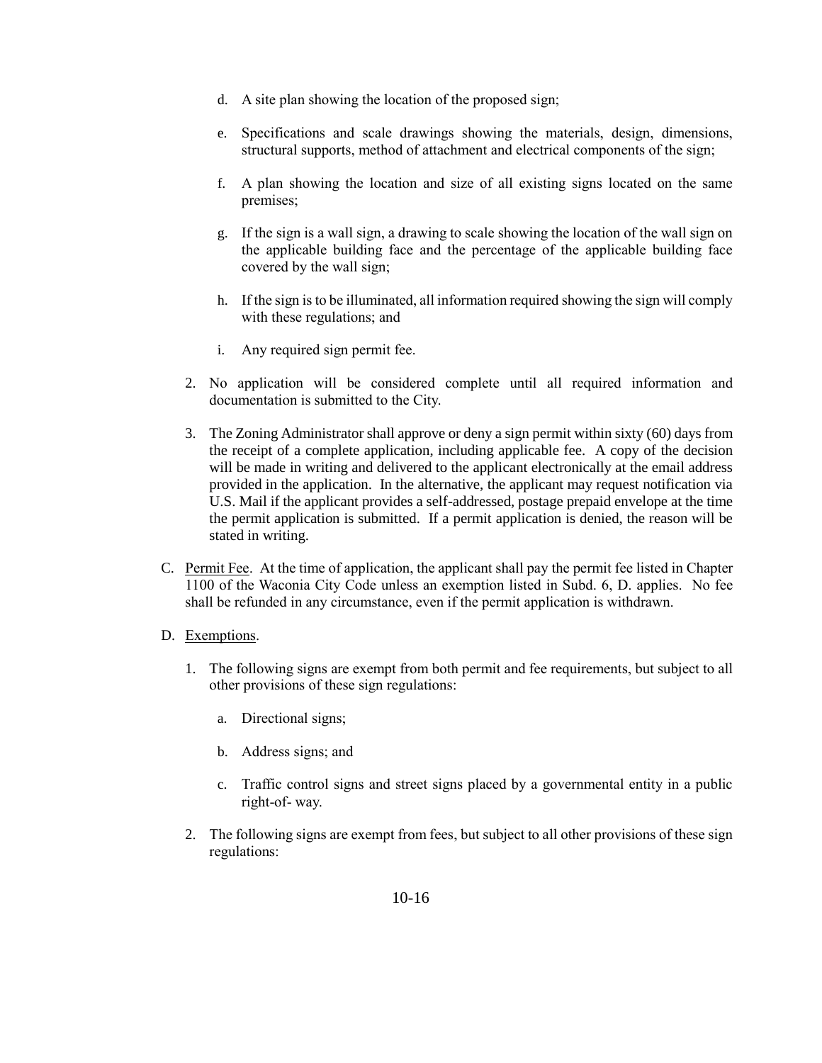d. A site plan showing the location of the proposed sign;

e. Specifications and scale drawings showing the materials, design, dimensions, structural supports, method of attachment and electrical components of the sign;

f. A plan showing the location and size of all existing signs located on the same premises;

g. If the sign is a wall sign, a drawing to scale showing the location of the wall sign on the applicable building face and the percentage of the applicable building face covered by the wall sign;

h. If the sign is to be illuminated, all information required showing the sign will comply with these regulations; and

i. Any required sign permit fee.

2. No application will be considered complete until all required information and documentation is submitted to the City.

3. The Zoning Administrator shall approve or deny a sign permit within sixty (60) days from the receipt of a complete application, including applicable fee. A copy of the decision will be made in writing and delivered to the applicant electronically at the email address provided in the application. In the alternative, the applicant may request notification via U.S. Mail if the applicant provides a self-addressed, postage prepaid envelope at the time the permit application is submitted. If a permit application is denied, the reason will be stated in writing.

C. Permit Fee. At the time of application, the applicant shall pay the permit fee listed in Chapter 1100 of the Waconia City Code unless an exemption listed in Subd. 6, D. applies. No fee shall be refunded in any circumstance, even if the permit application is withdrawn.

D. Exemptions.

1. The following signs are exempt from both permit and fee requirements, but subject to all other provisions of these sign regulations:

   a. Directional signs;

   b. Address signs; and

   c. Traffic control signs and street signs placed by a governmental entity in a public right-of- way.

2. The following signs are exempt from fees, but subject to all other provisions of these sign regulations: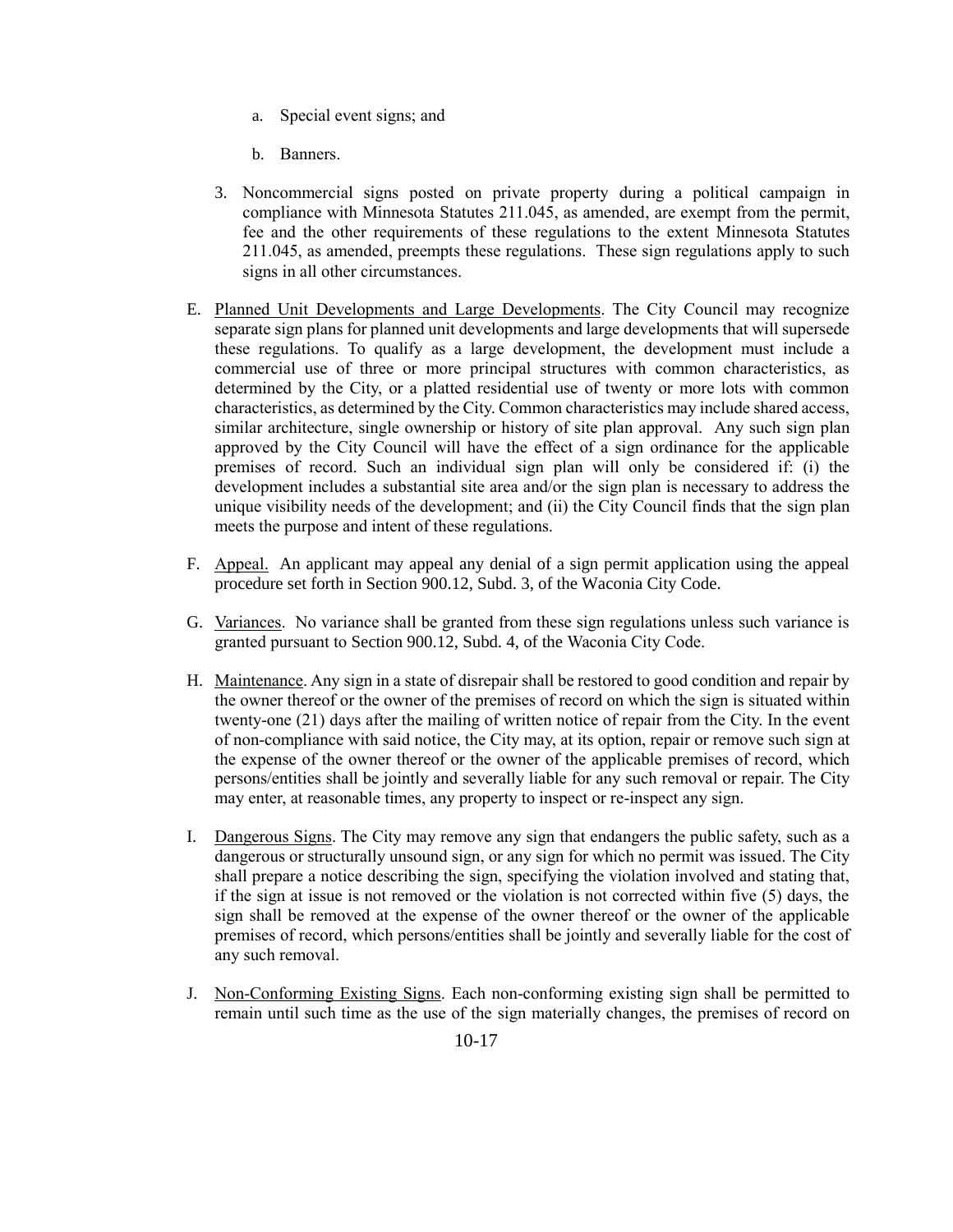a. Special event signs; and

b. Banners.

3. Noncommercial signs posted on private property during a political campaign in compliance with Minnesota Statutes 211.045, as amended, are exempt from the permit, fee and the other requirements of these regulations to the extent Minnesota Statutes 211.045, as amended, preempts these regulations. These sign regulations apply to such signs in all other circumstances.

E. Planned Unit Developments and Large Developments. The City Council may recognize separate sign plans for planned unit developments and large developments that will supersede these regulations. To qualify as a large development, the development must include a commercial use of three or more principal structures with common characteristics, as determined by the City, or a platted residential use of twenty or more lots with common characteristics, as determined by the City. Common characteristics may include shared access, similar architecture, single ownership or history of site plan approval. Any such sign plan approved by the City Council will have the effect of a sign ordinance for the applicable premises of record. Such an individual sign plan will only be considered if: (i) the development includes a substantial site area and/or the sign plan is necessary to address the unique visibility needs of the development; and (ii) the City Council finds that the sign plan meets the purpose and intent of these regulations.

F. Appeal. An applicant may appeal any denial of a sign permit application using the appeal procedure set forth in Section 900.12, Subd. 3, of the Waconia City Code.

G. Variances. No variance shall be granted from these sign regulations unless such variance is granted pursuant to Section 900.12, Subd. 4, of the Waconia City Code.

H. Maintenance. Any sign in a state of disrepair shall be restored to good condition and repair by the owner thereof or the owner of the premises of record on which the sign is situated within twenty-one (21) days after the mailing of written notice of repair from the City. In the event of non-compliance with said notice, the City may, at its option, repair or remove such sign at the expense of the owner thereof or the owner of the applicable premises of record, which persons/entities shall be jointly and severally liable for any such removal or repair. The City may enter, at reasonable times, any property to inspect or re-inspect any sign.

I. Dangerous Signs. The City may remove any sign that endangers the public safety, such as a dangerous or structurally unsound sign, or any sign for which no permit was issued. The City shall prepare a notice describing the sign, specifying the violation involved and stating that, if the sign at issue is not removed or the violation is not corrected within five (5) days, the sign shall be removed at the expense of the owner thereof or the owner of the applicable premises of record, which persons/entities shall be jointly and severally liable for the cost of any such removal.

J. Non-Conforming Existing Signs. Each non-conforming existing sign shall be permitted to remain until such time as the use of the sign materially changes, the premises of record on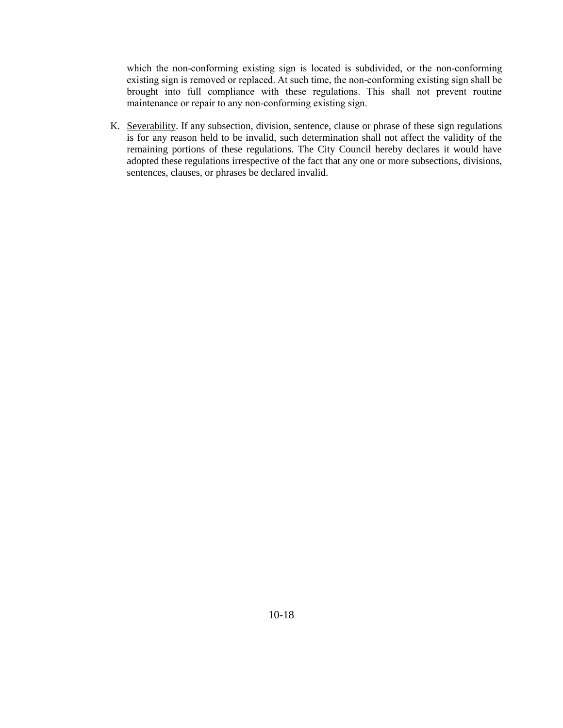which the non-conforming existing sign is located is subdivided, or the non-conforming existing sign is removed or replaced. At such time, the non-conforming existing sign shall be brought into full compliance with these regulations. This shall not prevent routine maintenance or repair to any non-conforming existing sign.

K. Severability. If any subsection, division, sentence, clause or phrase of these sign regulations is for any reason held to be invalid, such determination shall not affect the validity of the remaining portions of these regulations. The City Council hereby declares it would have adopted these regulations irrespective of the fact that any one or more subsections, divisions, sentences, clauses, or phrases be declared invalid.